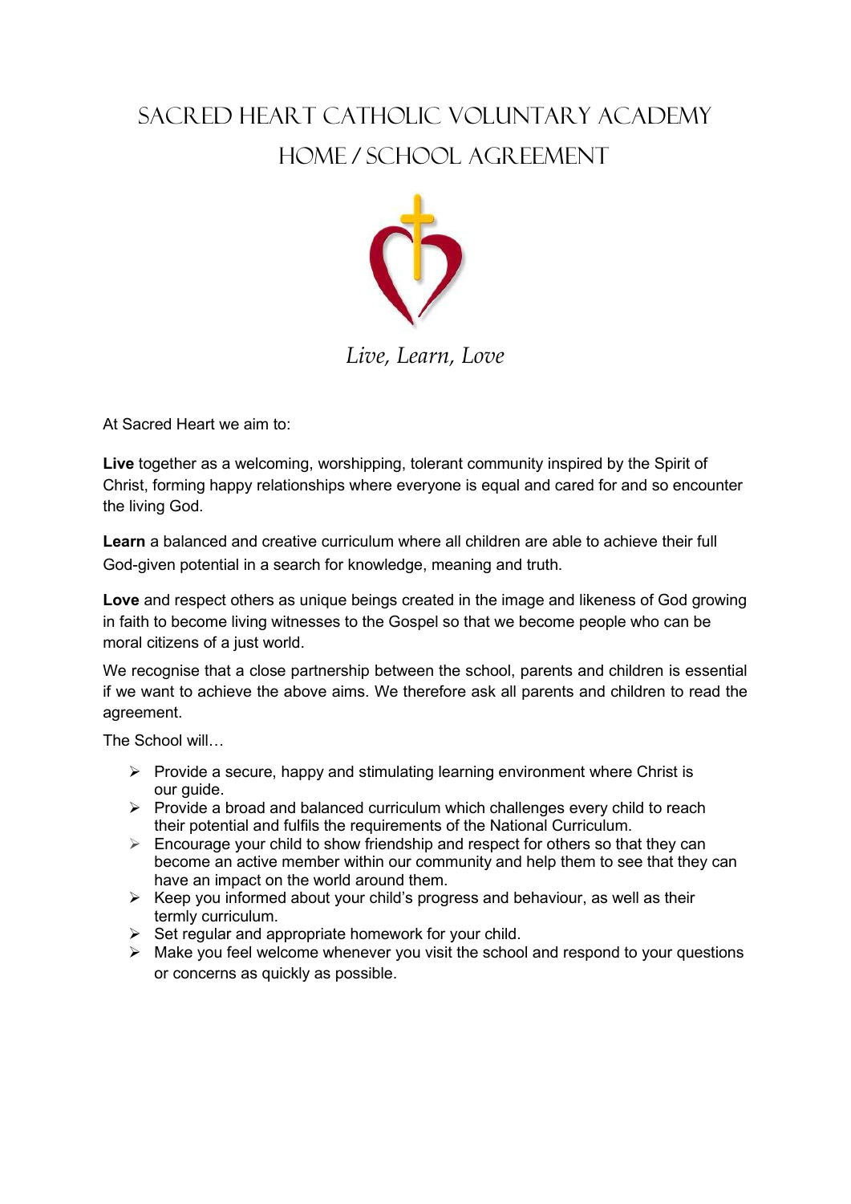# Sacred Heart Catholic Voluntary Academy

## Home / School Agreement

*Live, Learn, Love*

At Sacred Heart we aim to:

**Live** together as a welcoming, worshipping, tolerant community inspired by the Spirit of Christ, forming happy relationships where everyone is equal and cared for and so encounter the living God.

**Learn** a balanced and creative curriculum where all children are able to achieve their full God-given potential in a search for knowledge, meaning and truth.

**Love** and respect others as unique beings created in the image and likeness of God growing in faith to become living witnesses to the Gospel so that we become people who can be moral citizens of a just world.

We recognise that a close partnership between the school, parents and children is essential if we want to achieve the above aims. We therefore ask all parents and children to read the agreement.

The School will…

- Provide a secure, happy and stimulating learning environment where Christ is our guide.
- Provide a broad and balanced curriculum which challenges every child to reach their potential and fulfils the requirements of the National Curriculum.
- Encourage your child to show friendship and respect for others so that they can become an active member within our community and help them to see that they can have an impact on the world around them.
- Keep you informed about your child's progress and behaviour, as well as their termly curriculum.
- Set regular and appropriate homework for your child.
- Make you feel welcome whenever you visit the school and respond to your questions or concerns as quickly as possible.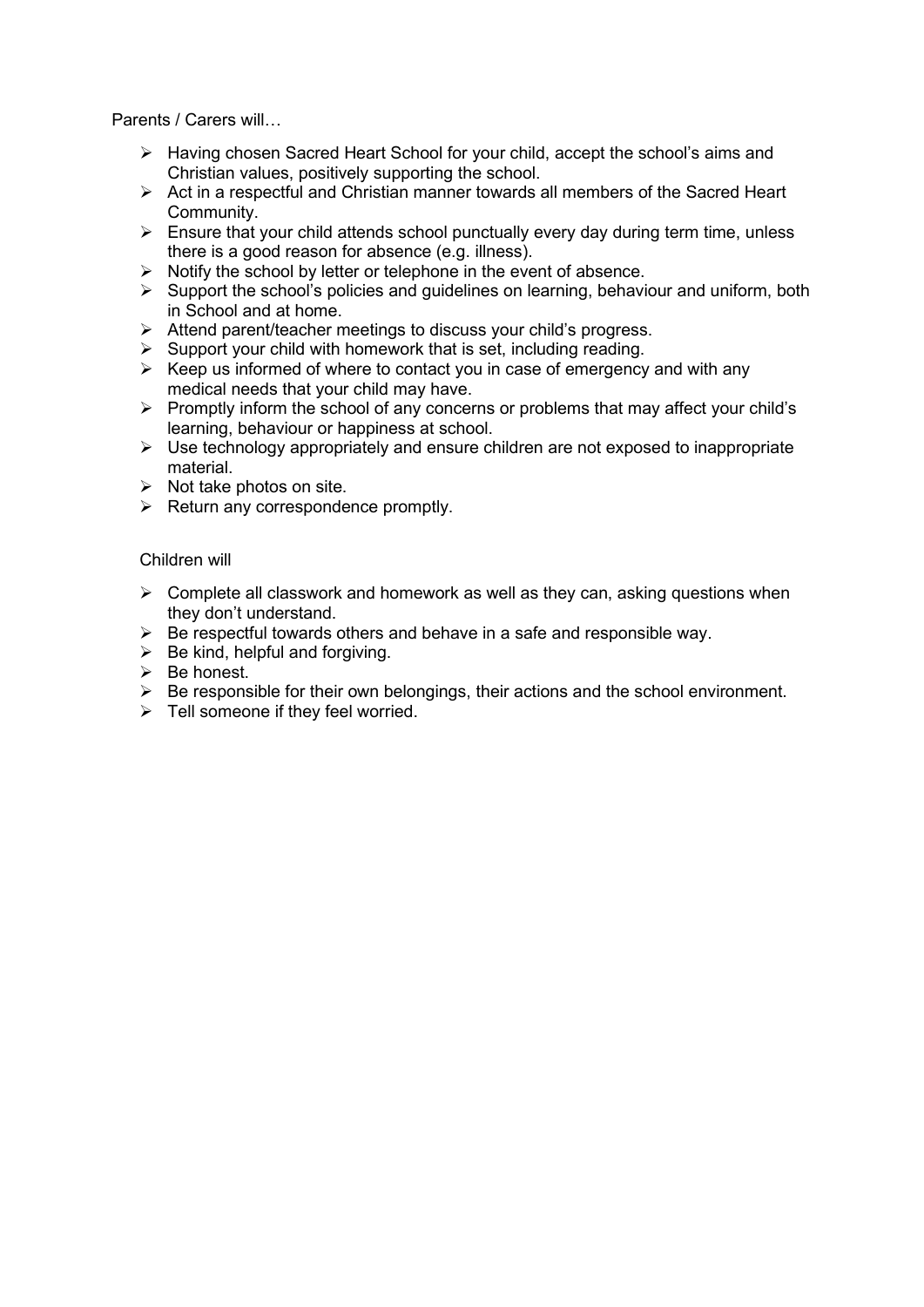Parents / Carers will…

- Having chosen Sacred Heart School for your child, accept the school's aims and Christian values, positively supporting the school.
- Act in a respectful and Christian manner towards all members of the Sacred Heart Community.
- Ensure that your child attends school punctually every day during term time, unless there is a good reason for absence (e.g. illness).
- Notify the school by letter or telephone in the event of absence.
- Support the school's policies and guidelines on learning, behaviour and uniform, both in School and at home.
- Attend parent/teacher meetings to discuss your child's progress.
- Support your child with homework that is set, including reading.
- Keep us informed of where to contact you in case of emergency and with any medical needs that your child may have.
- Promptly inform the school of any concerns or problems that may affect your child's learning, behaviour or happiness at school.
- Use technology appropriately and ensure children are not exposed to inappropriate material.
- Not take photos on site.
- Return any correspondence promptly.

Children will

- Complete all classwork and homework as well as they can, asking questions when they don't understand.
- Be respectful towards others and behave in a safe and responsible way.
- Be kind, helpful and forgiving.
- Be honest.
- Be responsible for their own belongings, their actions and the school environment.
- Tell someone if they feel worried.